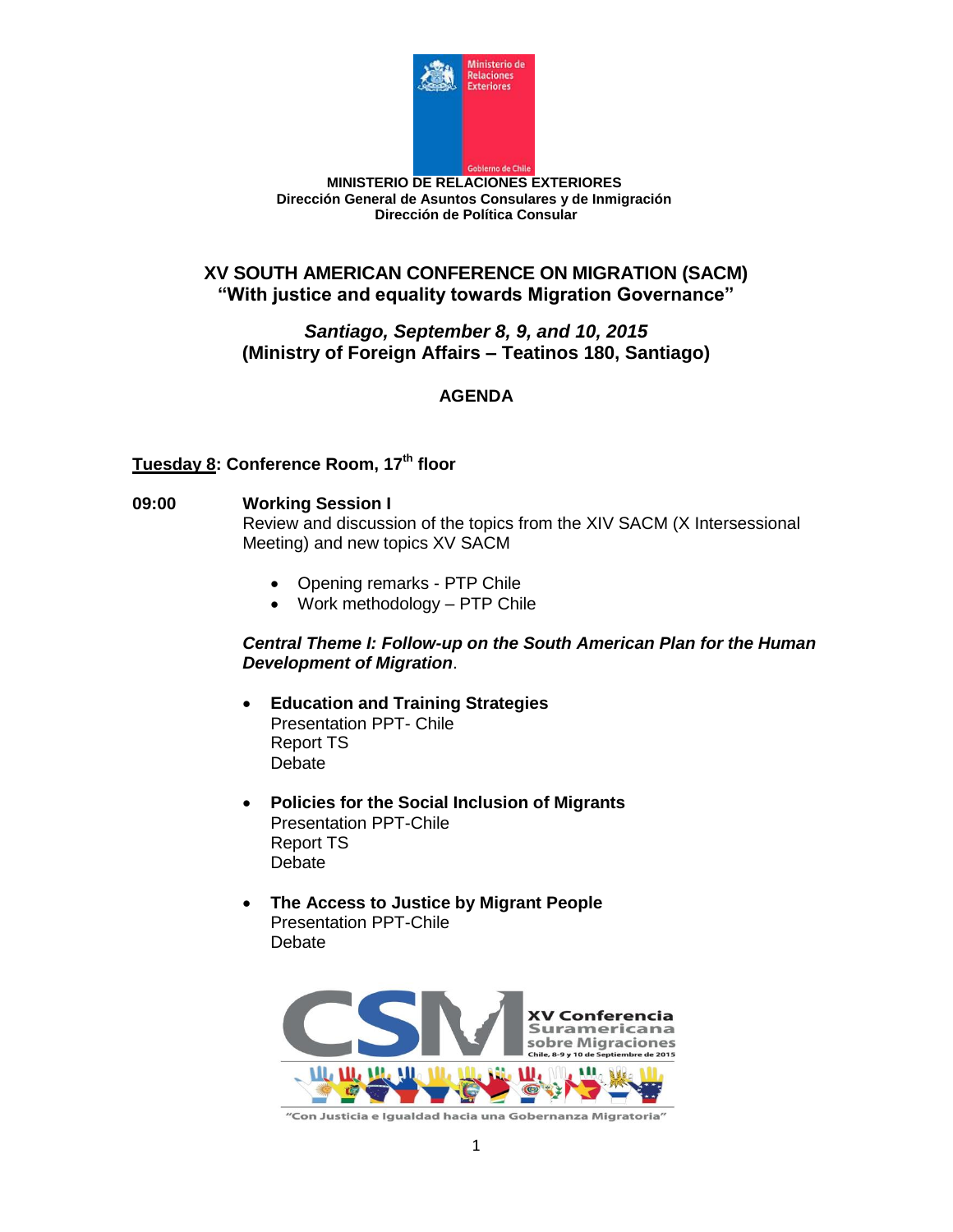MINISTERIO DE RELACIONES EXTERIORES
Dirección General de Asuntos Consulares y de Inmigración
Dirección de Política Consular

# XV SOUTH AMERICAN CONFERENCE ON MIGRATION (SACM)
## "With justice and equality towards Migration Governance"

***Santiago, September 8, 9, and 10, 2015***
**(Ministry of Foreign Affairs – Teatinos 180, Santiago)**

## AGENDA

**Tuesday 8: Conference Room, 17th floor**

**09:00** **Working Session I**
Review and discussion of the topics from the XIV SACM (X Intersessional Meeting) and new topics XV SACM

- Opening remarks - PTP Chile
- Work methodology – PTP Chile

***Central Theme I: Follow-up on the South American Plan for the Human Development of Migration***.

- **Education and Training Strategies**
  Presentation PPT- Chile
  Report TS
  Debate

- **Policies for the Social Inclusion of Migrants**
  Presentation PPT-Chile
  Report TS
  Debate

- **The Access to Justice by Migrant People**
  Presentation PPT-Chile
  Debate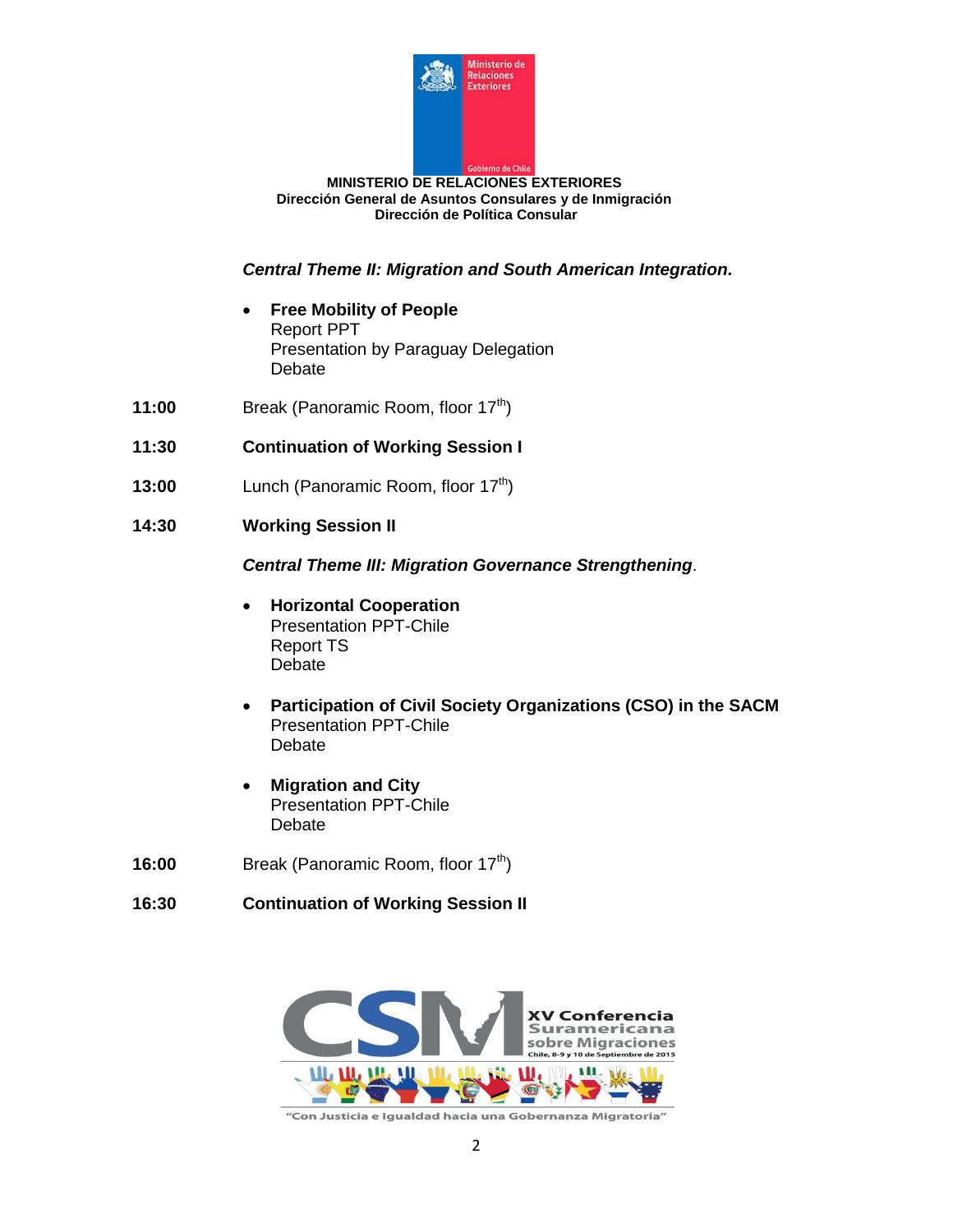**MINISTERIO DE RELACIONES EXTERIORES**
**Dirección General de Asuntos Consulares y de Inmigración**
**Dirección de Política Consular**

***Central Theme II: Migration and South American Integration.***

- **Free Mobility of People**
  Report PPT
  Presentation by Paraguay Delegation
  Debate

**11:00** Break (Panoramic Room, floor 17th)

**11:30** **Continuation of Working Session I**

**13:00** Lunch (Panoramic Room, floor 17th)

**14:30** **Working Session II**

***Central Theme III: Migration Governance Strengthening***.

- **Horizontal Cooperation**
  Presentation PPT-Chile
  Report TS
  Debate

- **Participation of Civil Society Organizations (CSO) in the SACM**
  Presentation PPT-Chile
  Debate

- **Migration and City**
  Presentation PPT-Chile
  Debate

**16:00** Break (Panoramic Room, floor 17th)

**16:30** **Continuation of Working Session II**

XV Conferencia Suramericana sobre Migraciones
Chile, 8-9 y 10 de Septiembre de 2015

"Con Justicia e Igualdad hacia una Gobernanza Migratoria"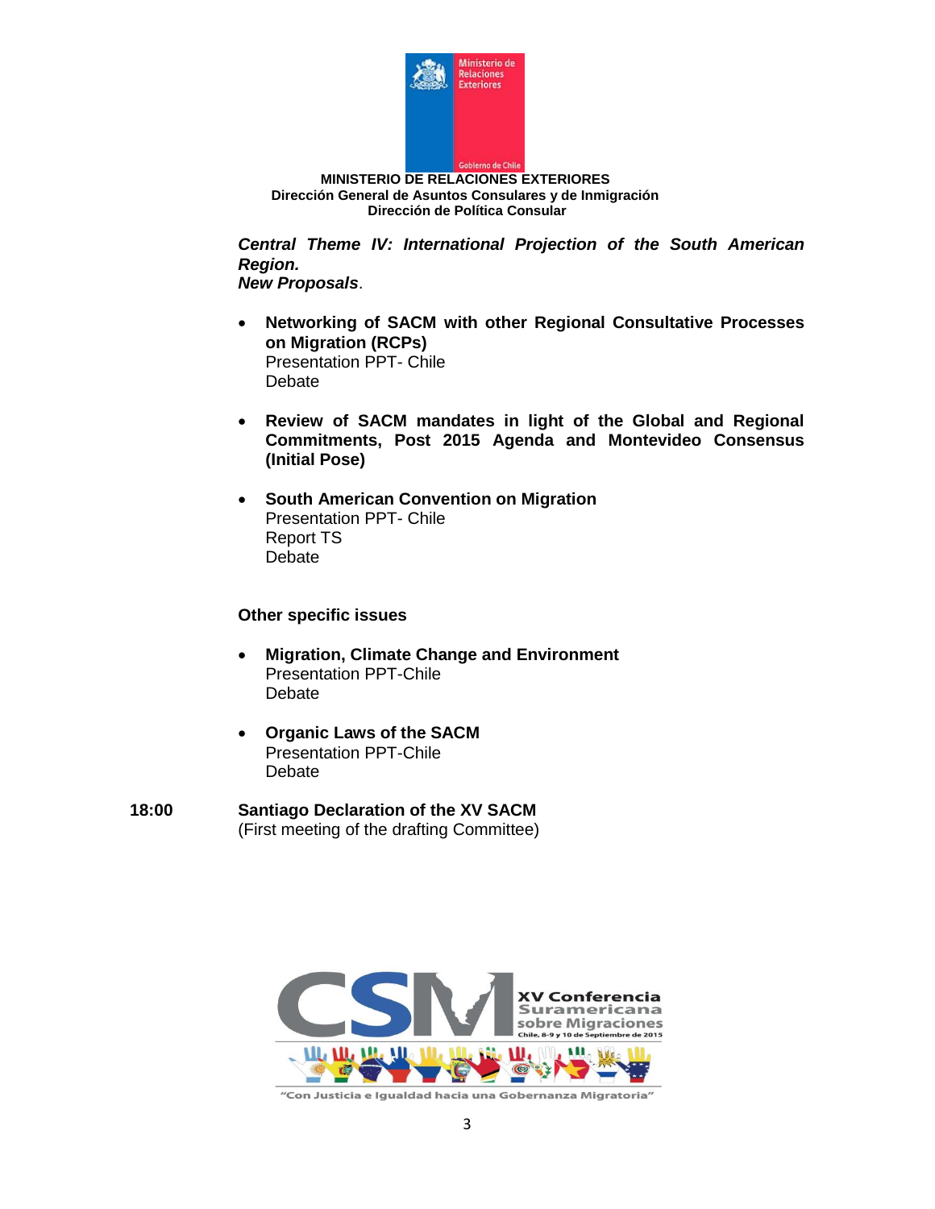**MINISTERIO DE RELACIONES EXTERIORES**
**Dirección General de Asuntos Consulares y de Inmigración**
**Dirección de Política Consular**

***Central Theme IV: International Projection of the South American Region.***
***New Proposals***.

- **Networking of SACM with other Regional Consultative Processes on Migration (RCPs)**
  Presentation PPT- Chile
  Debate

- **Review of SACM mandates in light of the Global and Regional Commitments, Post 2015 Agenda and Montevideo Consensus (Initial Pose)**

- **South American Convention on Migration**
  Presentation PPT- Chile
  Report TS
  Debate

**Other specific issues**

- **Migration, Climate Change and Environment**
  Presentation PPT-Chile
  Debate

- **Organic Laws of the SACM**
  Presentation PPT-Chile
  Debate

**18:00** **Santiago Declaration of the XV SACM**
(First meeting of the drafting Committee)

XV Conferencia Suramericana sobre Migraciones
Chile, 8-9 y 10 de Septiembre de 2015

"Con Justicia e Igualdad hacia una Gobernanza Migratoria"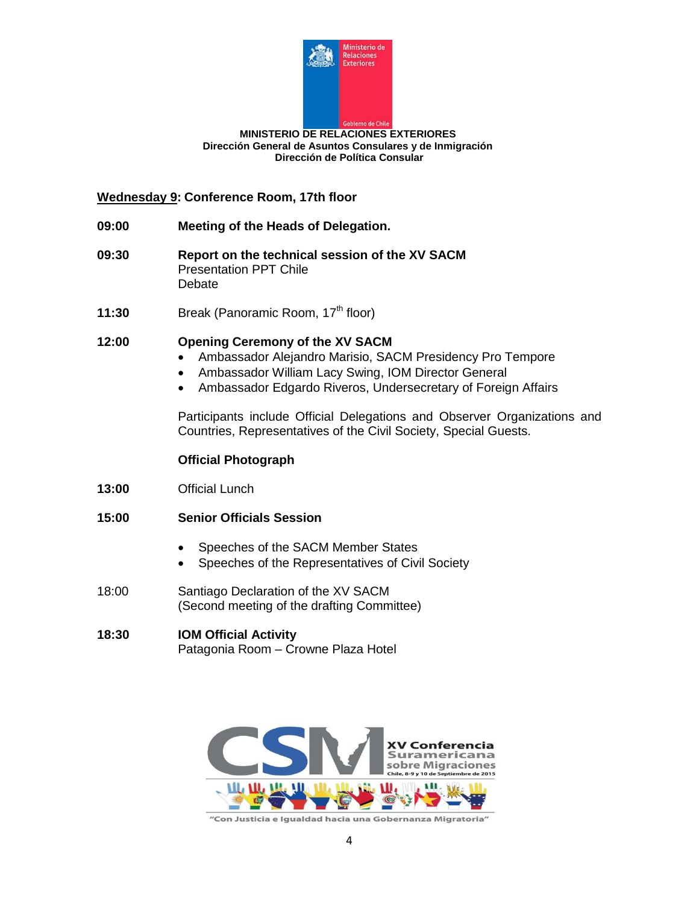**MINISTERIO DE RELACIONES EXTERIORES**
**Dirección General de Asuntos Consulares y de Inmigración**
**Dirección de Política Consular**

**<u>Wednesday 9</u>: Conference Room, 17th floor**

**09:00** **Meeting of the Heads of Delegation.**

**09:30** **Report on the technical session of the XV SACM**
Presentation PPT Chile
Debate

**11:30** Break (Panoramic Room, 17th floor)

**12:00** **Opening Ceremony of the XV SACM**

- Ambassador Alejandro Marisio, SACM Presidency Pro Tempore
- Ambassador William Lacy Swing, IOM Director General
- Ambassador Edgardo Riveros, Undersecretary of Foreign Affairs

Participants include Official Delegations and Observer Organizations and Countries, Representatives of the Civil Society, Special Guests.

**Official Photograph**

**13:00** Official Lunch

**15:00** **Senior Officials Session**

- Speeches of the SACM Member States
- Speeches of the Representatives of Civil Society

18:00 Santiago Declaration of the XV SACM
(Second meeting of the drafting Committee)

**18:30** **IOM Official Activity**
Patagonia Room – Crowne Plaza Hotel

CSM XV Conferencia Suramericana sobre Migraciones
Chile, 8-9 y 10 de Septiembre de 2015

"Con Justicia e Igualdad hacia una Gobernanza Migratoria"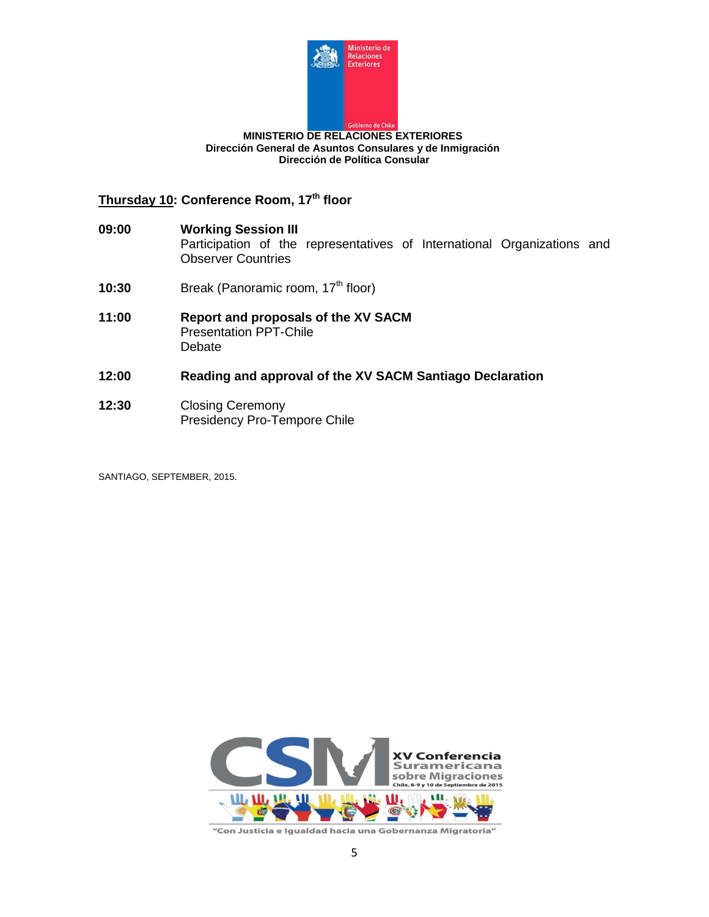**MINISTERIO DE RELACIONES EXTERIORES**
**Dirección General de Asuntos Consulares y de Inmigración**
**Dirección de Política Consular**

**Thursday 10: Conference Room, 17th floor**

**09:00** — **Working Session III**
Participation of the representatives of International Organizations and Observer Countries

**10:30** — Break (Panoramic room, 17th floor)

**11:00** — **Report and proposals of the XV SACM**
Presentation PPT-Chile
Debate

**12:00** — **Reading and approval of the XV SACM Santiago Declaration**

**12:30** — Closing Ceremony
Presidency Pro-Tempore Chile

SANTIAGO, SEPTEMBER, 2015.

XV Conferencia Suramericana sobre Migraciones
Chile, 8-9 y 10 de Septiembre de 2015

"Con Justicia e Igualdad hacia una Gobernanza Migratoria"